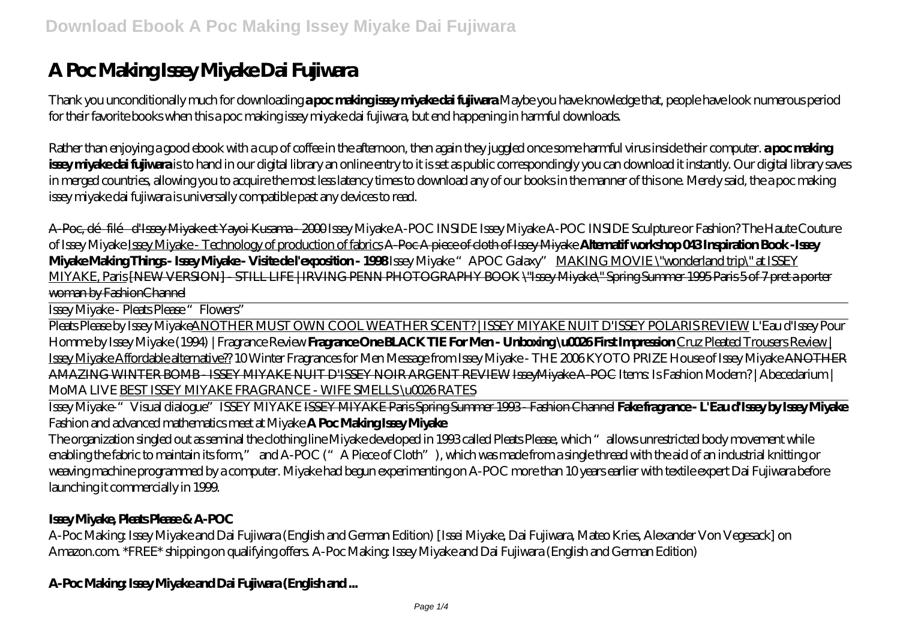# A Poc Making Issey Miyake Dai Fujiwara

Thank you unconditionally much for downloading **a poc making issey miyake dai fujiwara**.Maybe you have knowledge that, people have look numerous period for their favorite books when this a poc making issey miyake dai fujiwara, but end happening in harmful downloads.

Rather than enjoying a good ebook with a cup of coffee in the afternoon, then again they juggled once some harmful virus inside their computer. **a poc making issey miyake dai fujiwara** is to hand in our digital library an online entry to it is set as public correspondingly you can download it instantly. Our digital library saves in merged countries, allowing you to acquire the most less latency times to download any of our books in the manner of this one. Merely said, the a poc making issey miyake dai fujiwara is universally compatible past any devices to read.

A-Poc, défilé d'Issey Miyake et Yayoi Kusama - 2000 *Issey Miyake A-POC INSIDE Issey Miyake A-POC INSIDE Sculpture or Fashion? The Haute Couture of Issey Miyake* Issey Miyake - Technology of production of fabrics A-Poc A piece of cloth of Issey Miyake **Alternatif workshop 043 Inspiration Book -Issey Miyake Making Things - Issey Miyake - Visite de l'exposition - 1998** *Issey Miyake "APOC Galaxy"* MAKING MOVIE \"wonderland trip\" at ISSEY MIYAKE, Paris [NEW VERSION] - STILL LIFE | IRVING PENN PHOTOGRAPHY BOOK \"Issey Miyake\" Spring Summer 1995 Paris 5 of 7 pret a porter woman by FashionChannel

Issey Miyake - Pleats Please "Flowers"

Pleats Please by Issey MiyakeANOTHER MUST OWN COOL WEATHER SCENT? | ISSEY MIYAKE NUIT D'ISSEY POLARIS REVIEW *L'Eau d'Issey Pour Homme by Issey Miyake (1994) | Fragrance Review* **Fragrance One BLACK TIE For Men - Unboxing \u0026 First Impression** Cruz Pleated Trousers Review | Issey Miyake Affordable alternative?? *10 Winter Fragrances for Men Message from Issey Miyake - THE 2006 KYOTO PRIZE House of Issey Miyake* ANOTHER AMAZING WINTER BOMB - ISSEY MIYAKE NUIT D'ISSEY NOIR ARGENT REVIEW IsseyMiyake A-POC *Items: Is Fashion Modern? | Abecedarium | MoMA LIVE* BEST ISSEY MIYAKE FRAGRANCE - WIFE SMELLS \u0026 RATES

Issey Miyake- "Visual dialogue" ISSEY MIYAKE ISSEY MIYAKE Paris Spring Summer 1993 - Fashion Channel **Fake fragrance - L'Eau d'Issey by Issey Miyake** *Fashion and advanced mathematics meet at Miyake* **A Poc Making Issey Miyake**

The organization singled out as seminal the clothing line Miyake developed in 1993 called Pleats Please, which "allows unrestricted body movement while enabling the fabric to maintain its form," and A-POC ("A Piece of Cloth"), which was made from a single thread with the aid of an industrial knitting or weaving machine programmed by a computer. Miyake had begun experimenting on A-POC more than 10 years earlier with textile expert Dai Fujiwara before launching it commercially in 1999.

## Issey Miyake, Pleats Please & A-POC

A-Poc Making: Issey Miyake and Dai Fujiwara (English and German Edition) [Issei Miyake, Dai Fujiwara, Mateo Kries, Alexander Von Vegesack] on Amazon.com. *FREE* shipping on qualifying offers. A-Poc Making: Issey Miyake and Dai Fujiwara (English and German Edition)

## A-Poc Making: Issey Miyake and Dai Fujiwara (English and ...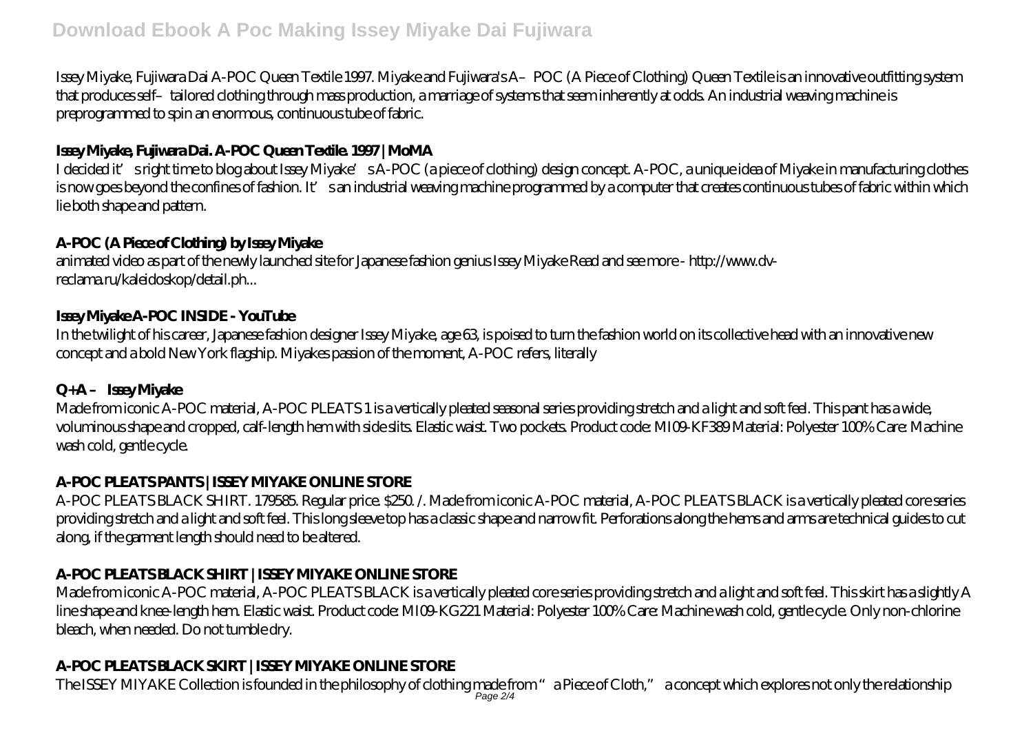Issey Miyake, Fujiwara Dai A-POC Queen Textile 1997. Miyake and Fujiwara's A–POC (A Piece of Clothing) Queen Textile is an innovative outfitting system that produces self–tailored clothing through mass production, a marriage of systems that seem inherently at odds. An industrial weaving machine is preprogrammed to spin an enormous, continuous tube of fabric.

### Issey Miyake, Fujiwara Dai. A-POC Queen Textile. 1997 | MoMA

I decided it's right time to blog about Issey Miyake's A-POC (a piece of clothing) design concept. A-POC, a unique idea of Miyake in manufacturing clothes is now goes beyond the confines of fashion. It's an industrial weaving machine programmed by a computer that creates continuous tubes of fabric within which lie both shape and pattern.

### A-POC (A Piece of Clothing) by Issey Miyake

animated video as part of the newly launched site for Japanese fashion genius Issey Miyake Read and see more - http://www.dv-reclama.ru/kaleidoskop/detail.ph...

### Issey Miyake A-POC INSIDE - YouTube

In the twilight of his career, Japanese fashion designer Issey Miyake, age 63, is poised to turn the fashion world on its collective head with an innovative new concept and a bold New York flagship. Miyakes passion of the moment, A-POC refers, literally

### Q+A – Issey Miyake

Made from iconic A-POC material, A-POC PLEATS 1 is a vertically pleated seasonal series providing stretch and a light and soft feel. This pant has a wide, voluminous shape and cropped, calf-length hem with side slits. Elastic waist. Two pockets. Product code: MI09-KF389 Material: Polyester 100% Care: Machine wash cold, gentle cycle.

### A-POC PLEATS PANTS | ISSEY MIYAKE ONLINE STORE

A-POC PLEATS BLACK SHIRT. 179585. Regular price. $250. /. Made from iconic A-POC material, A-POC PLEATS BLACK is a vertically pleated core series providing stretch and a light and soft feel. This long sleeve top has a classic shape and narrow fit. Perforations along the hems and arms are technical guides to cut along, if the garment length should need to be altered.

### A-POC PLEATS BLACK SHIRT | ISSEY MIYAKE ONLINE STORE

Made from iconic A-POC material, A-POC PLEATS BLACK is a vertically pleated core series providing stretch and a light and soft feel. This skirt has a slightly A line shape and knee-length hem. Elastic waist. Product code: MI09-KG221 Material: Polyester 100% Care: Machine wash cold, gentle cycle. Only non-chlorine bleach, when needed. Do not tumble dry.

### A-POC PLEATS BLACK SKIRT | ISSEY MIYAKE ONLINE STORE

The ISSEY MIYAKE Collection is founded in the philosophy of clothing made from "a Piece of Cloth," a concept which explores not only the relationship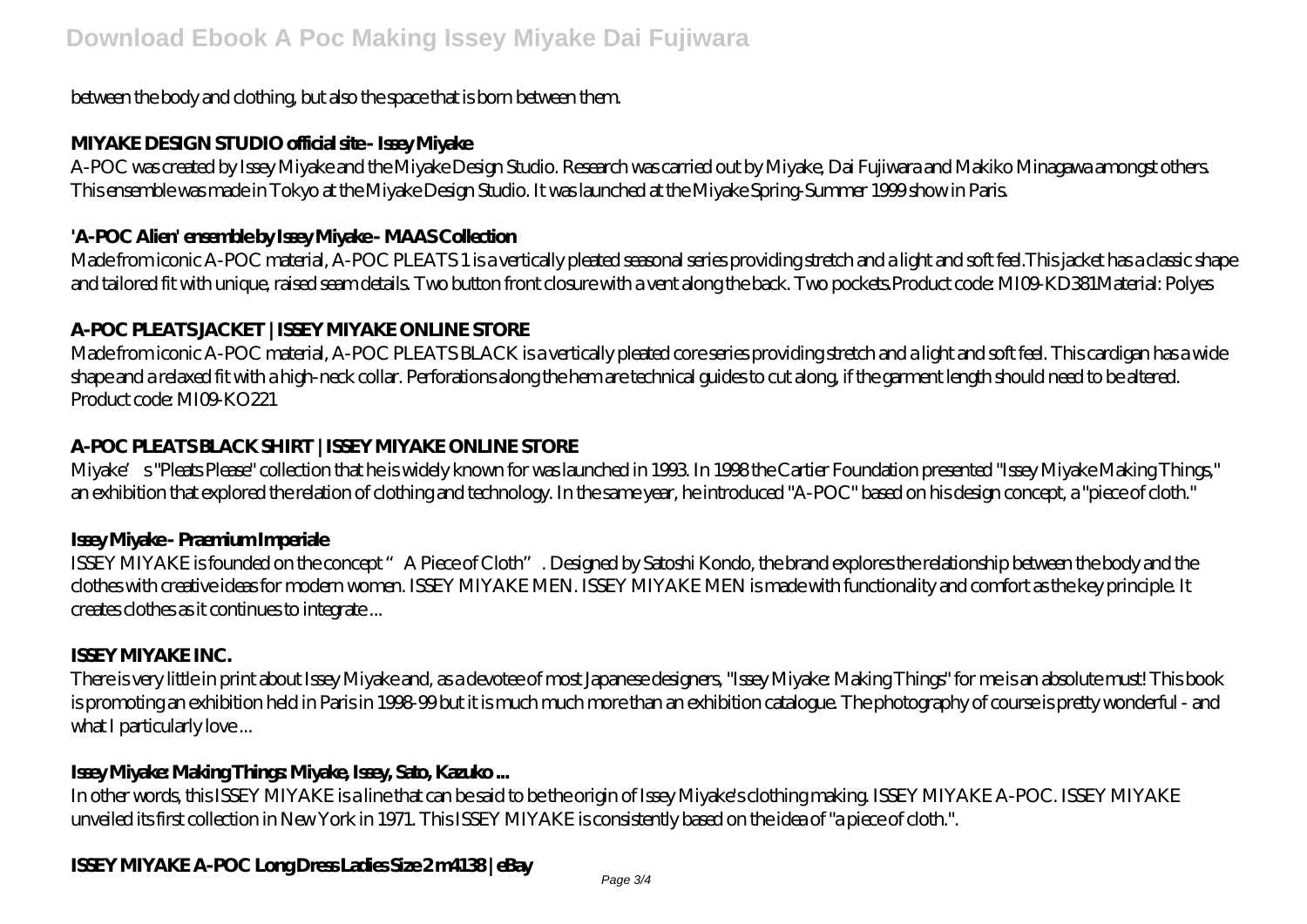between the body and clothing, but also the space that is born between them.

**MIYAKE DESIGN STUDIO official site - Issey Miyake**

A-POC was created by Issey Miyake and the Miyake Design Studio. Research was carried out by Miyake, Dai Fujiwara and Makiko Minagawa amongst others. This ensemble was made in Tokyo at the Miyake Design Studio. It was launched at the Miyake Spring-Summer 1999 show in Paris.

**'A-POC Alien' ensemble by Issey Miyake - MAAS Collection**

Made from iconic A-POC material, A-POC PLEATS 1 is a vertically pleated seasonal series providing stretch and a light and soft feel.This jacket has a classic shape and tailored fit with unique, raised seam details. Two button front closure with a vent along the back. Two pockets.Product code: MI09-KD381Material: Polyes

**A-POC PLEATS JACKET | ISSEY MIYAKE ONLINE STORE**

Made from iconic A-POC material, A-POC PLEATS BLACK is a vertically pleated core series providing stretch and a light and soft feel. This cardigan has a wide shape and a relaxed fit with a high-neck collar. Perforations along the hem are technical guides to cut along, if the garment length should need to be altered. Product code: MI09-KO221

**A-POC PLEATS BLACK SHIRT | ISSEY MIYAKE ONLINE STORE**

Miyake's "Pleats Please" collection that he is widely known for was launched in 1993. In 1998 the Cartier Foundation presented "Issey Miyake Making Things," an exhibition that explored the relation of clothing and technology. In the same year, he introduced "A-POC" based on his design concept, a "piece of cloth."

**Issey Miyake - Praemium Imperiale**

ISSEY MIYAKE is founded on the concept "A Piece of Cloth". Designed by Satoshi Kondo, the brand explores the relationship between the body and the clothes with creative ideas for modern women. ISSEY MIYAKE MEN. ISSEY MIYAKE MEN is made with functionality and comfort as the key principle. It creates clothes as it continues to integrate ...

**ISSEY MIYAKE INC.**

There is very little in print about Issey Miyake and, as a devotee of most Japanese designers, "Issey Miyake: Making Things" for me is an absolute must! This book is promoting an exhibition held in Paris in 1998-99 but it is much much more than an exhibition catalogue. The photography of course is pretty wonderful - and what I particularly love ...

**Issey Miyake: Making Things: Miyake, Issey, Sato, Kazuko ...**

In other words, this ISSEY MIYAKE is a line that can be said to be the origin of Issey Miyake's clothing making. ISSEY MIYAKE A-POC. ISSEY MIYAKE unveiled its first collection in New York in 1971. This ISSEY MIYAKE is consistently based on the idea of "a piece of cloth.".

**ISSEY MIYAKE A-POC Long Dress Ladies Size 2 m4138 | eBay**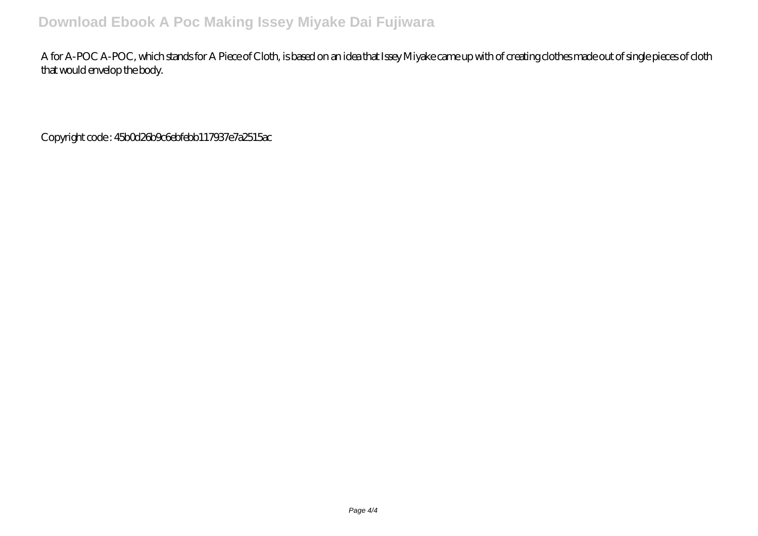A for A-POC A-POC, which stands for A Piece of Cloth, is based on an idea that Issey Miyake came up with of creating clothes made out of single pieces of cloth that would envelop the body.

Copyright code : 45b0d26b9c6ebfebb117937e7a2515ac